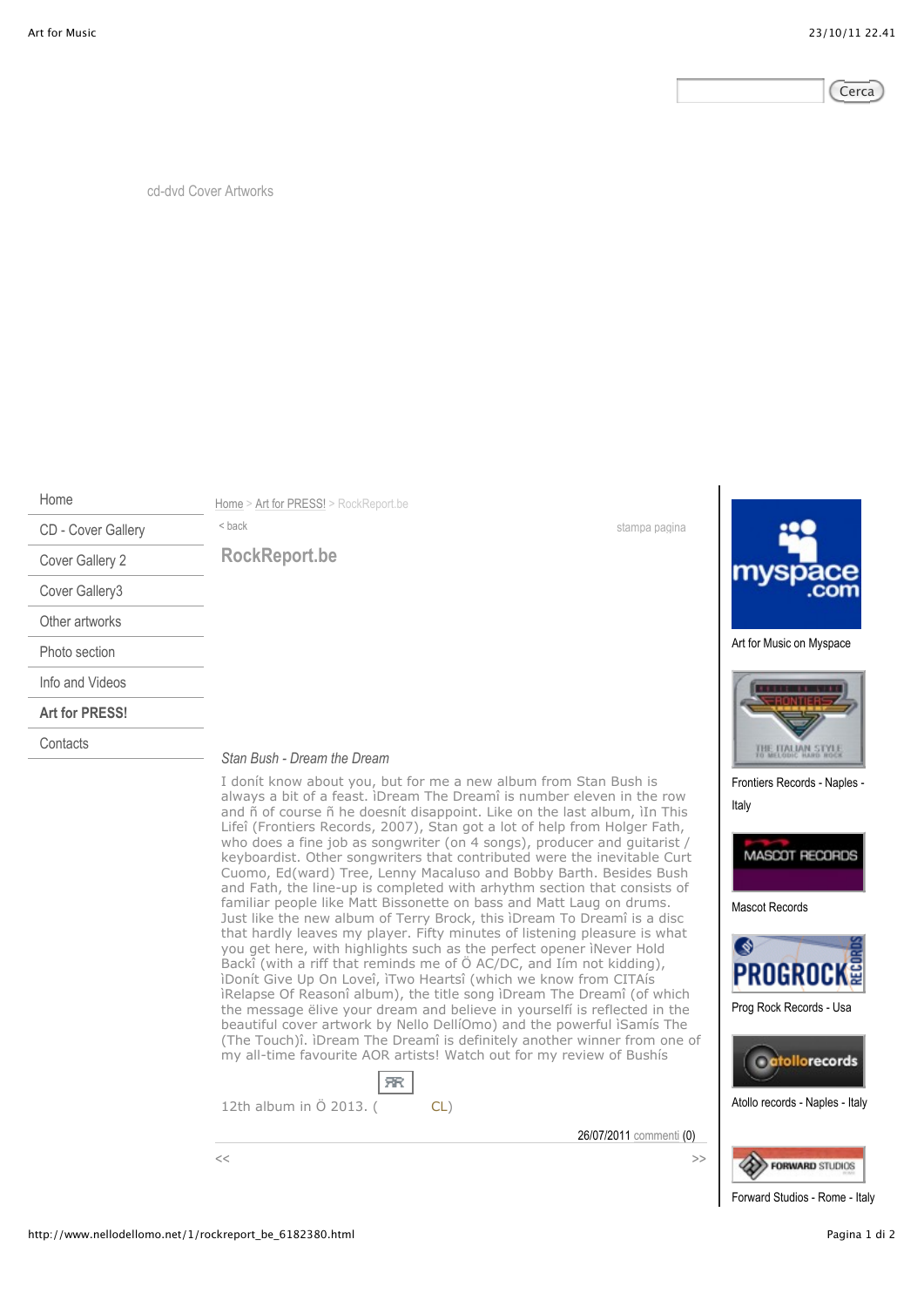cd-dvd Cover Artworks

- Home
- CD - Cover Gallery
- Cover Gallery 2
- Cover Gallery3
- Other artworks
- Photo section
- Info and Videos
- **Art for PRESS!**
- Contacts

Home > Art for PRESS! > RockReport.be

< back

stampa pagina

## RockReport.be

*Stan Bush - Dream the Dream*

I donít know about you, but for me a new album from Stan Bush is always a bit of a feast. ìDream The Dreamî is number eleven in the row and ñ of course ñ he doesnít disappoint. Like on the last album, ìIn This Lifeî (Frontiers Records, 2007), Stan got a lot of help from Holger Fath, who does a fine job as songwriter (on 4 songs), producer and guitarist / keyboardist. Other songwriters that contributed were the inevitable Curt Cuomo, Ed(ward) Tree, Lenny Macaluso and Bobby Barth. Besides Bush and Fath, the line-up is completed with arhythm section that consists of familiar people like Matt Bissonette on bass and Matt Laug on drums. Just like the new album of Terry Brock, this ìDream To Dreamî is a disc that hardly leaves my player. Fifty minutes of listening pleasure is what you get here, with highlights such as the perfect opener ìNever Hold Backî (with a riff that reminds me of Ö AC/DC, and Iím not kidding), ìDonít Give Up On Loveî, ìTwo Heartsî (which we know from CITAís ìRelapse Of Reasonî album), the title song ìDream The Dreamî (of which the message ëlive your dream and believe in yourselfí is reflected in the beautiful cover artwork by Nello DellíOmo) and the powerful ìSamís The (The Touch)î. ìDream The Dreamî is definitely another winner from one of my all-time favourite AOR artists! Watch out for my review of Bushís 12th album in Ö 2013. ( CL)

26/07/2011 commenti (0)

<< >>

Art for Music on Myspace

Frontiers Records - Naples - Italy

Mascot Records

Prog Rock Records - Usa

Atollo records - Naples - Italy

Forward Studios - Rome - Italy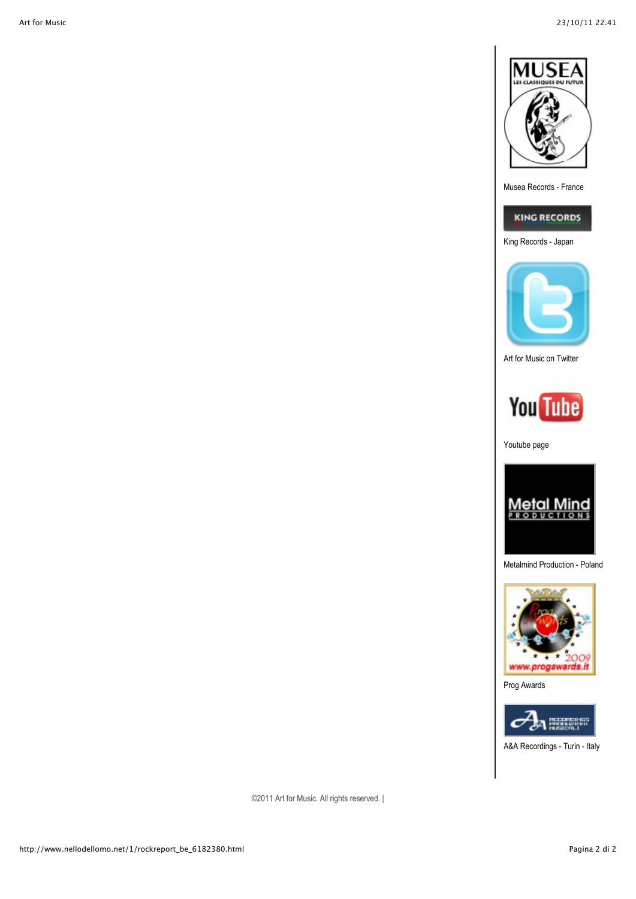Musea Records - France

King Records - Japan

Art for Music on Twitter

Youtube page

Metalmind Production - Poland

Prog Awards

A&A Recordings - Turin - Italy

©2011 Art for Music. All rights reserved. |